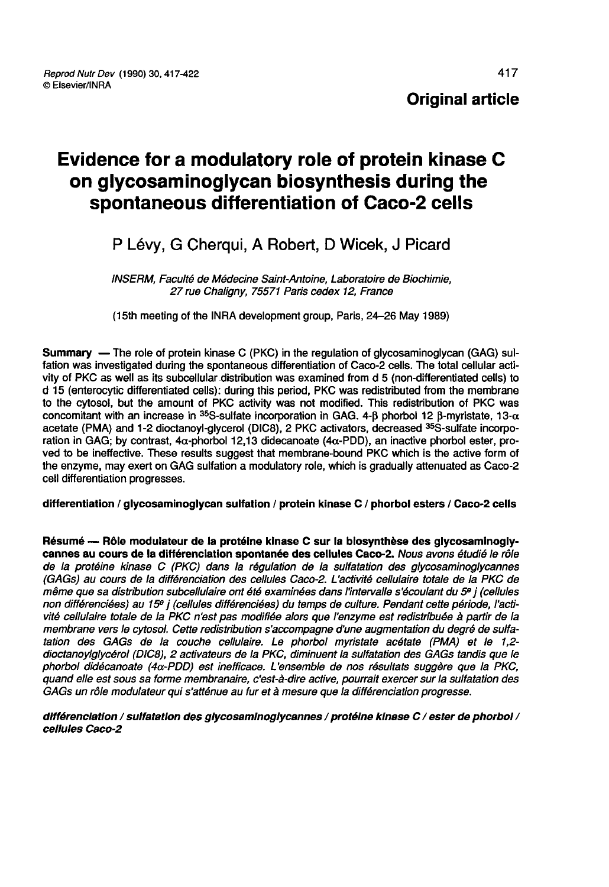**Original article**

# Evidence for a modulatory role of protein kinase C on glycosaminoglycan biosynthesis during the spontaneous differentiation of Caco-2 cells

P Lévy, G Cherqui, A Robert, D Wicek, J Picard

*INSERM, Faculté de Médecine Saint-Antoine, Laboratoire de Biochimie, 27 rue Chaligny, 75571 Paris cedex 12, France*

(15th meeting of the INRA development group, Paris, 24–26 May 1989)

**Summary** — The role of protein kinase C (PKC) in the regulation of glycosaminoglycan (GAG) sulfation was investigated during the spontaneous differentiation of Caco-2 cells. The total cellular activity of PKC as well as its subcellular distribution was examined from d 5 (non-differentiated cells) to d 15 (enterocytic differentiated cells): during this period, PKC was redistributed from the membrane to the cytosol, but the amount of PKC activity was not modified. This redistribution of PKC was concomitant with an increase in $^{35}$S-sulfate incorporation in GAG. 4-β phorbol 12 β-myristate, 13-α acetate (PMA) and 1-2 dioctanoyl-glycerol (DIC8), 2 PKC activators, decreased $^{35}$S-sulfate incorporation in GAG; by contrast, 4α-phorbol 12,13 didecanoate (4α-PDD), an inactive phorbol ester, proved to be ineffective. These results suggest that membrane-bound PKC which is the active form of the enzyme, may exert on GAG sulfation a modulatory role, which is gradually attenuated as Caco-2 cell differentiation progresses.

**differentiation / glycosaminoglycan sulfation / protein kinase C / phorbol esters / Caco-2 cells**

**Résumé — Rôle modulateur de la protéine kinase C sur la biosynthèse des glycosaminoglycannes au cours de la différenciation spontanée des cellules Caco-2.** *Nous avons étudié le rôle de la protéine kinase C (PKC) dans la régulation de la sulfatation des glycosaminoglycannes (GAGs) au cours de la différenciation des cellules Caco-2. L'activité cellulaire totale de la PKC de même que sa distribution subcellulaire ont été examinées dans l'intervalle s'écoulant du 5$^e$ j (cellules non différenciées) au 15$^e$ j (cellules différenciées) du temps de culture. Pendant cette période, l'activité cellulaire totale de la PKC n'est pas modifiée alors que l'enzyme est redistribuée à partir de la membrane vers le cytosol. Cette redistribution s'accompagne d'une augmentation du degré de sulfatation des GAGs de la couche cellulaire. Le phorbol myristate acétate (PMA) et le 1,2-dioctanoylglycérol (DIC8), 2 activateurs de la PKC, diminuent la sulfatation des GAGs tandis que le phorbol didécanoate (4α-PDD) est inefficace. L'ensemble de nos résultats suggère que la PKC, quand elle est sous sa forme membranaire, c'est-à-dire active, pourrait exercer sur la sulfatation des GAGs un rôle modulateur qui s'atténue au fur et à mesure que la différenciation progresse.*

***différenciation / sulfatation des glycosaminoglycannes / protéine kinase C / ester de phorbol / cellules Caco-2***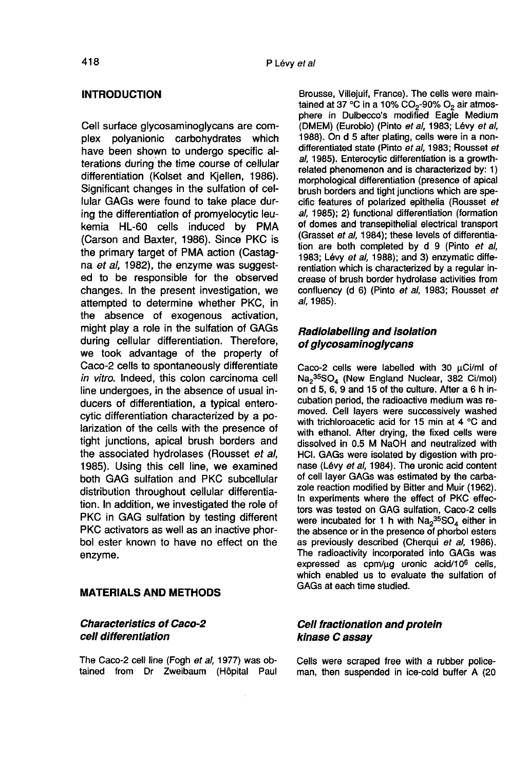## INTRODUCTION

Cell surface glycosaminoglycans are complex polyanionic carbohydrates which have been shown to undergo specific alterations during the time course of cellular differentiation (Kolset and Kjellen, 1986). Significant changes in the sulfation of cellular GAGs were found to take place during the differentiation of promyelocytic leukemia HL-60 cells induced by PMA (Carson and Baxter, 1986). Since PKC is the primary target of PMA action (Castagna *et al*, 1982), the enzyme was suggested to be responsible for the observed changes. In the present investigation, we attempted to determine whether PKC, in the absence of exogenous activation, might play a role in the sulfation of GAGs during cellular differentiation. Therefore, we took advantage of the property of Caco-2 cells to spontaneously differentiate *in vitro*. Indeed, this colon carcinoma cell line undergoes, in the absence of usual inducers of differentiation, a typical enterocytic differentiation characterized by a polarization of the cells with the presence of tight junctions, apical brush borders and the associated hydrolases (Rousset *et al*, 1985). Using this cell line, we examined both GAG sulfation and PKC subcellular distribution throughout cellular differentiation. In addition, we investigated the role of PKC in GAG sulfation by testing different PKC activators as well as an inactive phorbol ester known to have no effect on the enzyme.

## MATERIALS AND METHODS

### *Characteristics of Caco-2 cell differentiation*

The Caco-2 cell line (Fogh *et al*, 1977) was obtained from Dr Zweibaum (Hôpital Paul Brousse, Villejuif, France). The cells were maintained at 37 °C in a 10% $CO_2$-90% $O_2$ air atmosphere in Dulbecco's modified Eagle Medium (DMEM) (Eurobio) (Pinto *et al*, 1983; Lévy *et al*, 1988). On d 5 after plating, cells were in a non-differentiated state (Pinto *et al*, 1983; Rousset *et al*, 1985). Enterocytic differentiation is a growth-related phenomenon and is characterized by: 1) morphological differentiation (presence of apical brush borders and tight junctions which are specific features of polarized epithelia (Rousset *et al*, 1985); 2) functional differentiation (formation of domes and transepithelial electrical transport (Grasset *et al*, 1984); these levels of differentiation are both completed by d 9 (Pinto *et al*, 1983; Lévy *et al*, 1988); and 3) enzymatic differentiation which is characterized by a regular increase of brush border hydrolase activities from confluency (d 6) (Pinto *et al*, 1983; Rousset *et al*, 1985).

### *Radiolabelling and isolation of glycosaminoglycans*

Caco-2 cells were labelled with 30 µCi/ml of $Na_2{}^{35}SO_4$ (New England Nuclear, 382 Ci/mol) on d 5, 6, 9 and 15 of the culture. After a 6 h incubation period, the radioactive medium was removed. Cell layers were successively washed with trichloroacetic acid for 15 min at 4 °C and with ethanol. After drying, the fixed cells were dissolved in 0.5 M NaOH and neutralized with HCl. GAGs were isolated by digestion with pronase (Lévy *et al*, 1984). The uronic acid content of cell layer GAGs was estimated by the carbazole reaction modified by Bitter and Muir (1962). In experiments where the effect of PKC effectors was tested on GAG sulfation, Caco-2 cells were incubated for 1 h with $Na_2{}^{35}SO_4$ either in the absence or in the presence of phorbol esters as previously described (Cherqui *et al*, 1986). The radioactivity incorporated into GAGs was expressed as cpm/µg uronic acid/$10^6$ cells, which enabled us to evaluate the sulfation of GAGs at each time studied.

### *Cell fractionation and protein kinase C assay*

Cells were scraped free with a rubber policeman, then suspended in ice-cold buffer A (20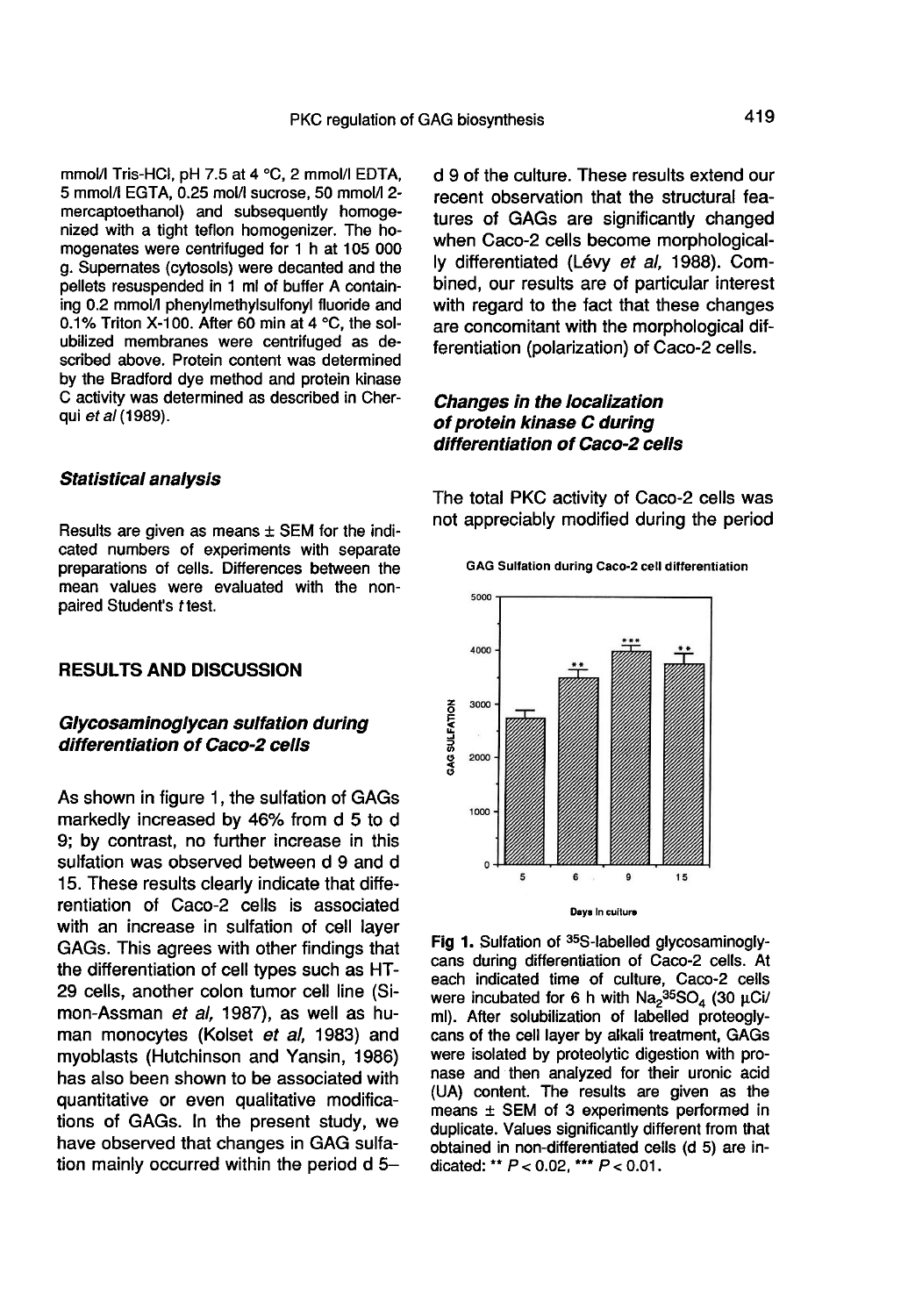mmol/l Tris-HCl, pH 7.5 at 4 °C, 2 mmol/l EDTA, 5 mmol/l EGTA, 0.25 mol/l sucrose, 50 mmol/l 2-mercaptoethanol) and subsequently homogenized with a tight teflon homogenizer. The homogenates were centrifuged for 1 h at 105 000 g. Supernates (cytosols) were decanted and the pellets resuspended in 1 ml of buffer A containing 0.2 mmol/l phenylmethylsulfonyl fluoride and 0.1% Triton X-100. After 60 min at 4 °C, the solubilized membranes were centrifuged as described above. Protein content was determined by the Bradford dye method and protein kinase C activity was determined as described in Cherqui *et al* (1989).

### *Statistical analysis*

Results are given as means ± SEM for the indicated numbers of experiments with separate preparations of cells. Differences between the mean values were evaluated with the non-paired Student's *t* test.

## RESULTS AND DISCUSSION

### *Glycosaminoglycan sulfation during differentiation of Caco-2 cells*

As shown in figure 1, the sulfation of GAGs markedly increased by 46% from d 5 to d 9; by contrast, no further increase in this sulfation was observed between d 9 and d 15. These results clearly indicate that differentiation of Caco-2 cells is associated with an increase in sulfation of cell layer GAGs. This agrees with other findings that the differentiation of cell types such as HT-29 cells, another colon tumor cell line (Simon-Assman *et al*, 1987), as well as human monocytes (Kolset *et al*, 1983) and myoblasts (Hutchinson and Yansin, 1986) has also been shown to be associated with quantitative or even qualitative modifications of GAGs. In the present study, we have observed that changes in GAG sulfation mainly occurred within the period d 5–d 9 of the culture. These results extend our recent observation that the structural features of GAGs are significantly changed when Caco-2 cells become morphologically differentiated (Lévy *et al*, 1988). Combined, our results are of particular interest with regard to the fact that these changes are concomitant with the morphological differentiation (polarization) of Caco-2 cells.

### *Changes in the localization of protein kinase C during differentiation of Caco-2 cells*

The total PKC activity of Caco-2 cells was not appreciably modified during the period

GAG Sulfation during Caco-2 cell differentiation

**Fig 1.** Sulfation of $^{35}S$-labelled glycosaminoglycans during differentiation of Caco-2 cells. At each indicated time of culture, Caco-2 cells were incubated for 6 h with $Na_2{}^{35}SO_4$ (30 µCi/ml). After solubilization of labelled proteoglycans of the cell layer by alkali treatment, GAGs were isolated by proteolytic digestion with pronase and then analyzed for their uronic acid (UA) content. The results are given as the means ± SEM of 3 experiments performed in duplicate. Values significantly different from that obtained in non-differentiated cells (d 5) are indicated: ** $P < 0.02$, *** $P < 0.01$.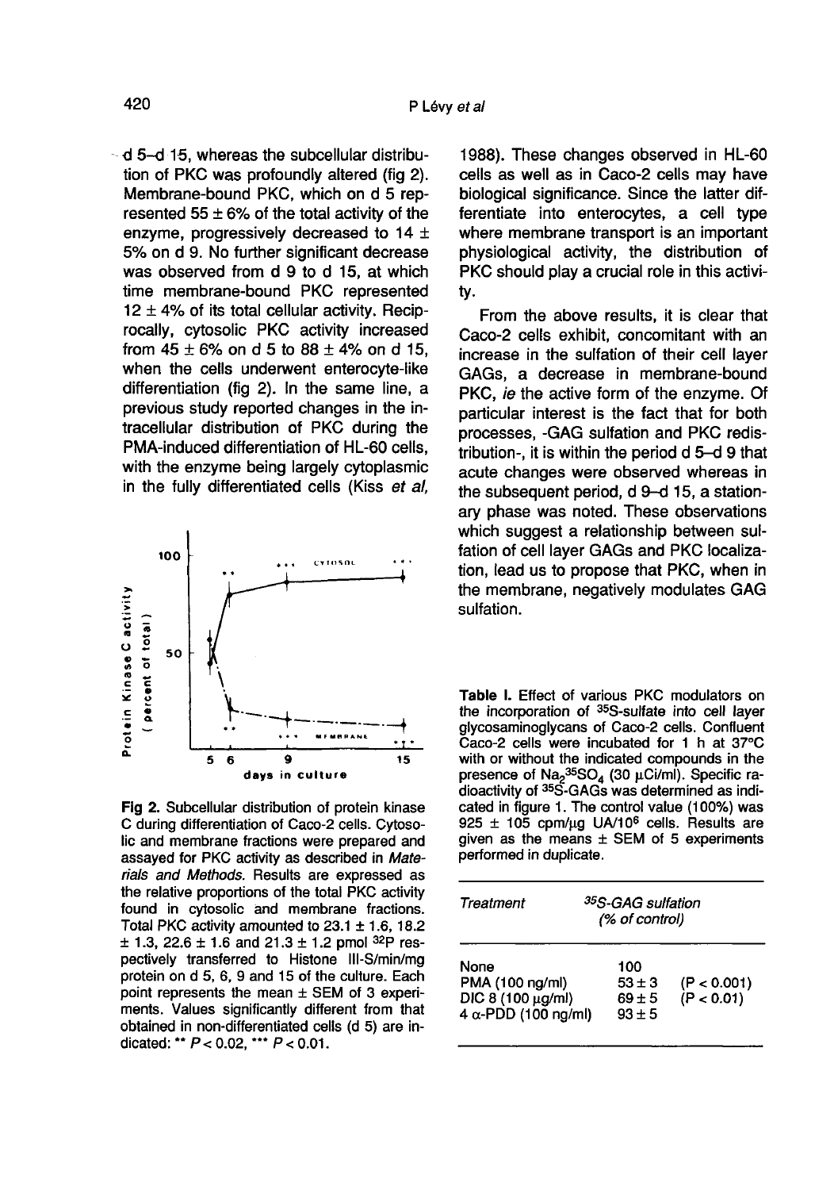d 5–d 15, whereas the subcellular distribution of PKC was profoundly altered (fig 2). Membrane-bound PKC, which on d 5 represented 55 ± 6% of the total activity of the enzyme, progressively decreased to 14 ± 5% on d 9. No further significant decrease was observed from d 9 to d 15, at which time membrane-bound PKC represented 12 ± 4% of its total cellular activity. Reciprocally, cytosolic PKC activity increased from 45 ± 6% on d 5 to 88 ± 4% on d 15, when the cells underwent enterocyte-like differentiation (fig 2). In the same line, a previous study reported changes in the intracellular distribution of PKC during the PMA-induced differentiation of HL-60 cells, with the enzyme being largely cytoplasmic in the fully differentiated cells (Kiss *et al*, 1988). These changes observed in HL-60 cells as well as in Caco-2 cells may have biological significance. Since the latter differentiate into enterocytes, a cell type where membrane transport is an important physiological activity, the distribution of PKC should play a crucial role in this activity.

Fig 2. Subcellular distribution of protein kinase C during differentiation of Caco-2 cells. Cytosolic and membrane fractions were prepared and assayed for PKC activity as described in *Materials and Methods*. Results are expressed as the relative proportions of the total PKC activity found in cytosolic and membrane fractions. Total PKC activity amounted to 23.1 ± 1.6, 18.2 ± 1.3, 22.6 ± 1.6 and 21.3 ± 1.2 pmol $^{32}P$ respectively transferred to Histone III-S/min/mg protein on d 5, 6, 9 and 15 of the culture. Each point represents the mean ± SEM of 3 experiments. Values significantly different from that obtained in non-differentiated cells (d 5) are indicated: ** $P < 0.02$, *** $P < 0.01$.

From the above results, it is clear that Caco-2 cells exhibit, concomitant with an increase in the sulfation of their cell layer GAGs, a decrease in membrane-bound PKC, *ie* the active form of the enzyme. Of particular interest is the fact that for both processes, -GAG sulfation and PKC redistribution-, it is within the period d 5–d 9 that acute changes were observed whereas in the subsequent period, d 9–d 15, a stationary phase was noted. These observations which suggest a relationship between sulfation of cell layer GAGs and PKC localization, lead us to propose that PKC, when in the membrane, negatively modulates GAG sulfation.

**Table I.** Effect of various PKC modulators on the incorporation of $^{35}S$-sulfate into cell layer glycosaminoglycans of Caco-2 cells. Confluent Caco-2 cells were incubated for 1 h at 37°C with or without the indicated compounds in the presence of $Na_2{}^{35}SO_4$ (30 µCi/ml). Specific radioactivity of $^{35}S$-GAGs was determined as indicated in figure 1. The control value (100%) was 925 ± 105 cpm/µg UA/$10^6$ cells. Results are given as the means ± SEM of 5 experiments performed in duplicate.

| *Treatment* | *$^{35}S$-GAG sulfation (% of control)* | |
|---|---|---|
| None | 100 | |
| PMA (100 ng/ml) | 53 ± 3 | ($P < 0.001$) |
| DIC 8 (100 µg/ml) | 69 ± 5 | ($P < 0.01$) |
| 4 α-PDD (100 ng/ml) | 93 ± 5 | |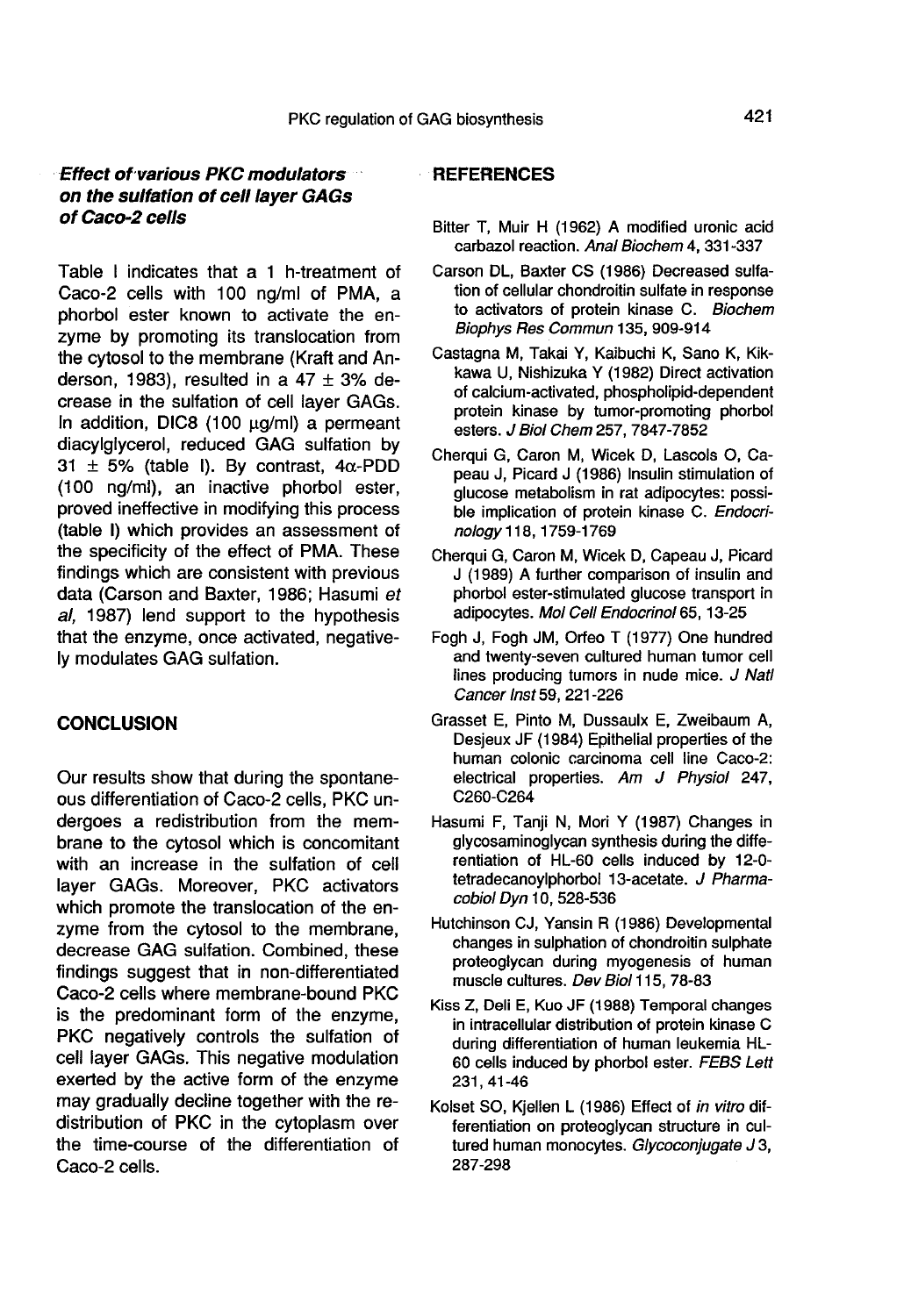### *Effect of various PKC modulators on the sulfation of cell layer GAGs of Caco-2 cells*

Table I indicates that a 1 h-treatment of Caco-2 cells with 100 ng/ml of PMA, a phorbol ester known to activate the enzyme by promoting its translocation from the cytosol to the membrane (Kraft and Anderson, 1983), resulted in a 47 ± 3% decrease in the sulfation of cell layer GAGs. In addition, DIC8 (100 μg/ml) a permeant diacylglycerol, reduced GAG sulfation by 31 ± 5% (table I). By contrast, 4α-PDD (100 ng/ml), an inactive phorbol ester, proved ineffective in modifying this process (table I) which provides an assessment of the specificity of the effect of PMA. These findings which are consistent with previous data (Carson and Baxter, 1986; Hasumi *et al*, 1987) lend support to the hypothesis that the enzyme, once activated, negatively modulates GAG sulfation.

## CONCLUSION

Our results show that during the spontaneous differentiation of Caco-2 cells, PKC undergoes a redistribution from the membrane to the cytosol which is concomitant with an increase in the sulfation of cell layer GAGs. Moreover, PKC activators which promote the translocation of the enzyme from the cytosol to the membrane, decrease GAG sulfation. Combined, these findings suggest that in non-differentiated Caco-2 cells where membrane-bound PKC is the predominant form of the enzyme, PKC negatively controls the sulfation of cell layer GAGs. This negative modulation exerted by the active form of the enzyme may gradually decline together with the redistribution of PKC in the cytoplasm over the time-course of the differentiation of Caco-2 cells.

## REFERENCES

Bitter T, Muir H (1962) A modified uronic acid carbazol reaction. *Anal Biochem* 4, 331-337

Carson DL, Baxter CS (1986) Decreased sulfation of cellular chondroitin sulfate in response to activators of protein kinase C. *Biochem Biophys Res Commun* 135, 909-914

Castagna M, Takai Y, Kaibuchi K, Sano K, Kikkawa U, Nishizuka Y (1982) Direct activation of calcium-activated, phospholipid-dependent protein kinase by tumor-promoting phorbol esters. *J Biol Chem* 257, 7847-7852

Cherqui G, Caron M, Wicek D, Lascols O, Capeau J, Picard J (1986) Insulin stimulation of glucose metabolism in rat adipocytes: possible implication of protein kinase C. *Endocrinology* 118, 1759-1769

Cherqui G, Caron M, Wicek D, Capeau J, Picard J (1989) A further comparison of insulin and phorbol ester-stimulated glucose transport in adipocytes. *Mol Cell Endocrinol* 65, 13-25

Fogh J, Fogh JM, Orfeo T (1977) One hundred and twenty-seven cultured human tumor cell lines producing tumors in nude mice. *J Natl Cancer Inst* 59, 221-226

Grasset E, Pinto M, Dussaulx E, Zweibaum A, Desjeux JF (1984) Epithelial properties of the human colonic carcinoma cell line Caco-2: electrical properties. *Am J Physiol* 247, C260-C264

Hasumi F, Tanji N, Mori Y (1987) Changes in glycosaminoglycan synthesis during the differentiation of HL-60 cells induced by 12-0-tetradecanoylphorbol 13-acetate. *J Pharmacobiol Dyn* 10, 528-536

Hutchinson CJ, Yansin R (1986) Developmental changes in sulphation of chondroitin sulphate proteoglycan during myogenesis of human muscle cultures. *Dev Biol* 115, 78-83

Kiss Z, Deli E, Kuo JF (1988) Temporal changes in intracellular distribution of protein kinase C during differentiation of human leukemia HL-60 cells induced by phorbol ester. *FEBS Lett* 231, 41-46

Kolset SO, Kjellen L (1986) Effect of *in vitro* differentiation on proteoglycan structure in cultured human monocytes. *Glycoconjugate J* 3, 287-298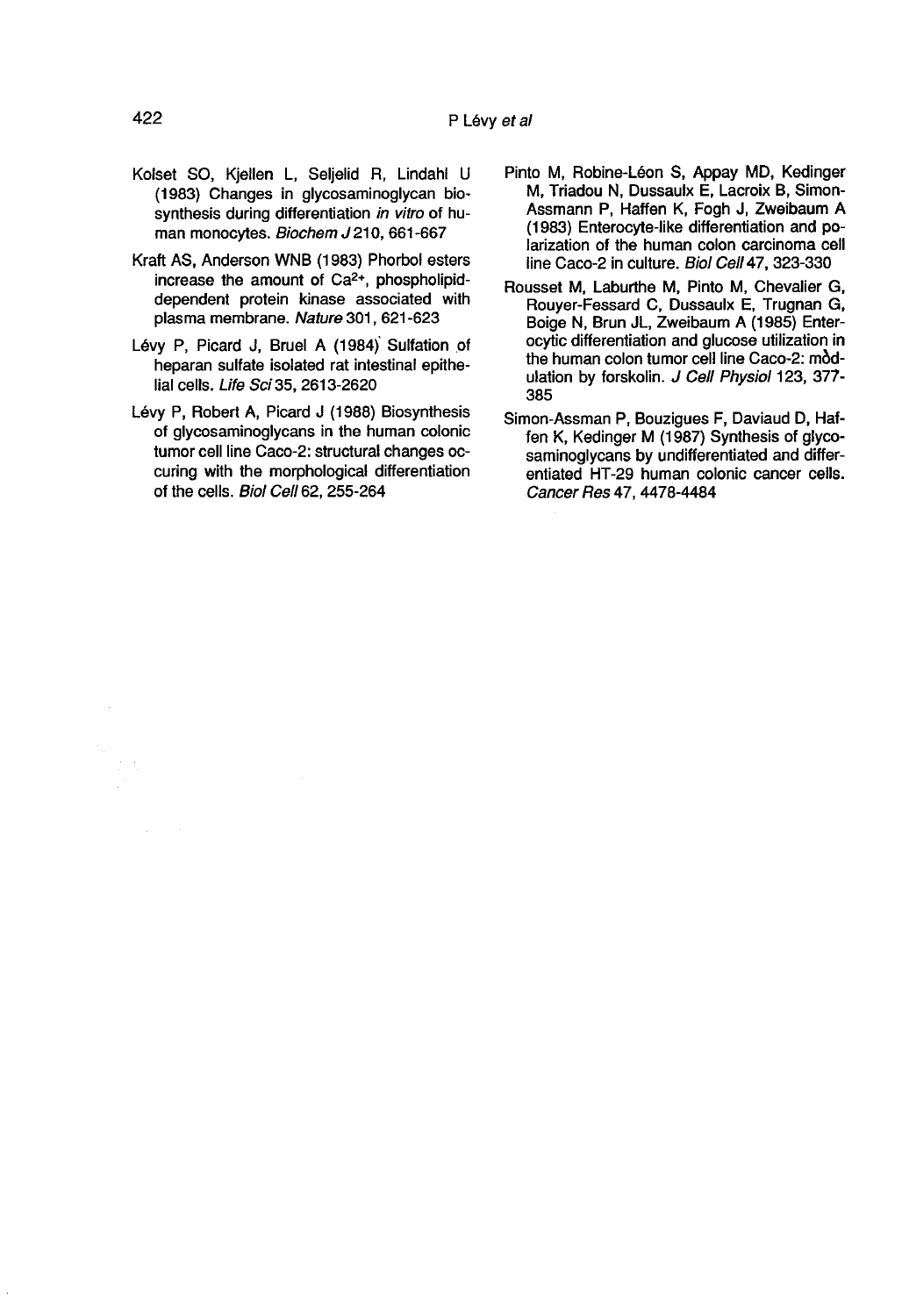Kolset SO, Kjellen L, Seljelid R, Lindahl U (1983) Changes in glycosaminoglycan biosynthesis during differentiation *in vitro* of human monocytes. *Biochem J* 210, 661-667

Kraft AS, Anderson WNB (1983) Phorbol esters increase the amount of $Ca^{2+}$, phospholipid-dependent protein kinase associated with plasma membrane. *Nature* 301, 621-623

Lévy P, Picard J, Bruel A (1984) Sulfation of heparan sulfate isolated rat intestinal epithelial cells. *Life Sci* 35, 2613-2620

Lévy P, Robert A, Picard J (1988) Biosynthesis of glycosaminoglycans in the human colonic tumor cell line Caco-2: structural changes occuring with the morphological differentiation of the cells. *Biol Cell* 62, 255-264

Pinto M, Robine-Léon S, Appay MD, Kedinger M, Triadou N, Dussaulx E, Lacroix B, Simon-Assmann P, Haffen K, Fogh J, Zweibaum A (1983) Enterocyte-like differentiation and polarization of the human colon carcinoma cell line Caco-2 in culture. *Biol Cell* 47, 323-330

Rousset M, Laburthe M, Pinto M, Chevalier G, Rouyer-Fessard C, Dussaulx E, Trugnan G, Boige N, Brun JL, Zweibaum A (1985) Enterocytic differentiation and glucose utilization in the human colon tumor cell line Caco-2: modulation by forskolin. *J Cell Physiol* 123, 377-385

Simon-Assman P, Bouzigues F, Daviaud D, Haffen K, Kedinger M (1987) Synthesis of glycosaminoglycans by undifferentiated and differentiated HT-29 human colonic cancer cells. *Cancer Res* 47, 4478-4484